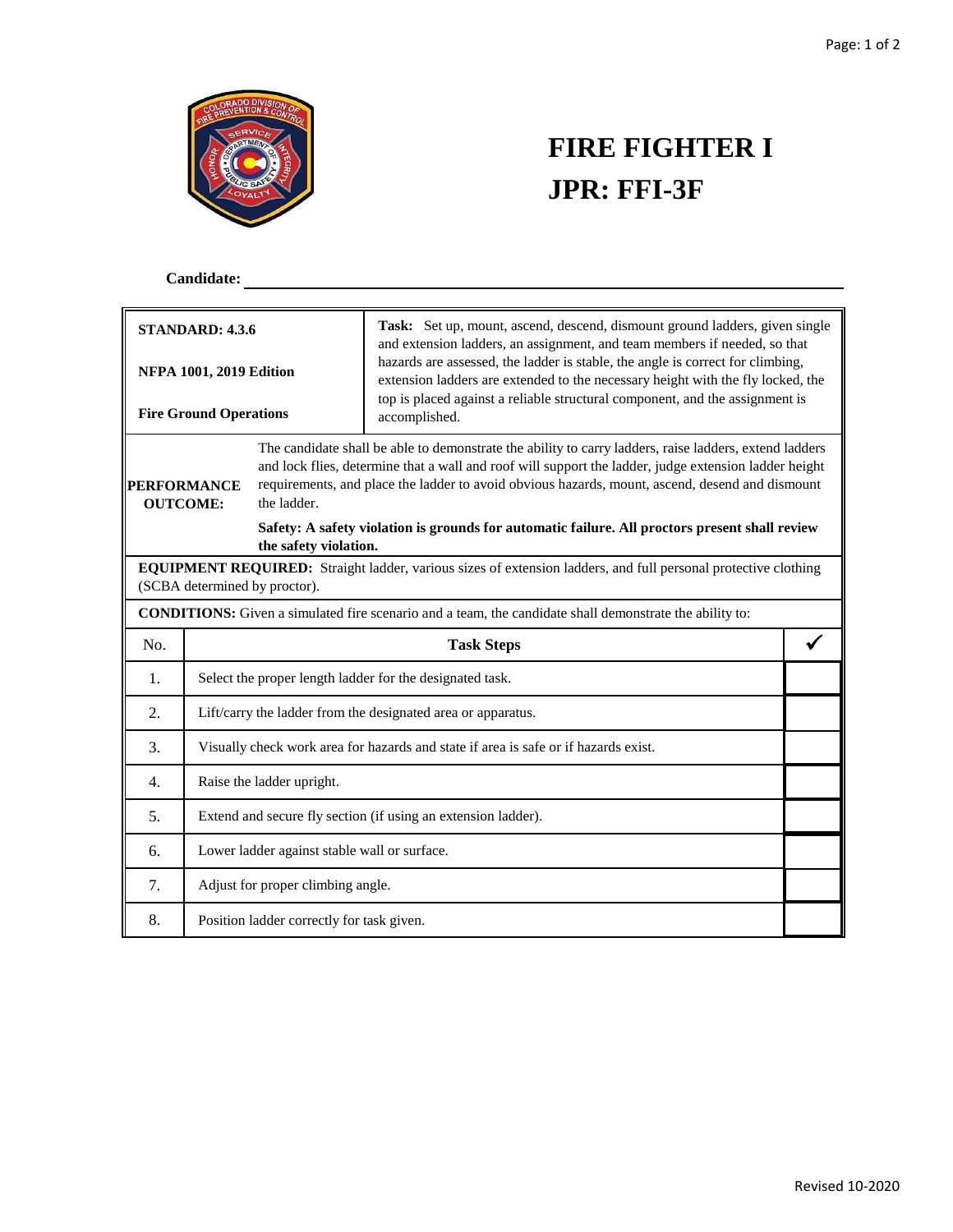# FIRE FIGHTER I
# JPR: FFI-3F

**Candidate:** ______________________________

| **STANDARD: 4.3.6**<br><br>**NFPA 1001, 2019 Edition**<br><br>**Fire Ground Operations** | **Task:** Set up, mount, ascend, descend, dismount ground ladders, given single and extension ladders, an assignment, and team members if needed, so that hazards are assessed, the ladder is stable, the angle is correct for climbing, extension ladders are extended to the necessary height with the fly locked, the top is placed against a reliable structural component, and the assignment is accomplished. |
|---|---|

**PERFORMANCE OUTCOME:** The candidate shall be able to demonstrate the ability to carry ladders, raise ladders, extend ladders and lock flies, determine that a wall and roof will support the ladder, judge extension ladder height requirements, and place the ladder to avoid obvious hazards, mount, ascend, desend and dismount the ladder.

**Safety: A safety violation is grounds for automatic failure. All proctors present shall review the safety violation.**

**EQUIPMENT REQUIRED:** Straight ladder, various sizes of extension ladders, and full personal protective clothing (SCBA determined by proctor).

**CONDITIONS:** Given a simulated fire scenario and a team, the candidate shall demonstrate the ability to:

| No. | Task Steps | ✓ |
|---|---|---|
| 1. | Select the proper length ladder for the designated task. | |
| 2. | Lift/carry the ladder from the designated area or apparatus. | |
| 3. | Visually check work area for hazards and state if area is safe or if hazards exist. | |
| 4. | Raise the ladder upright. | |
| 5. | Extend and secure fly section (if using an extension ladder). | |
| 6. | Lower ladder against stable wall or surface. | |
| 7. | Adjust for proper climbing angle. | |
| 8. | Position ladder correctly for task given. | |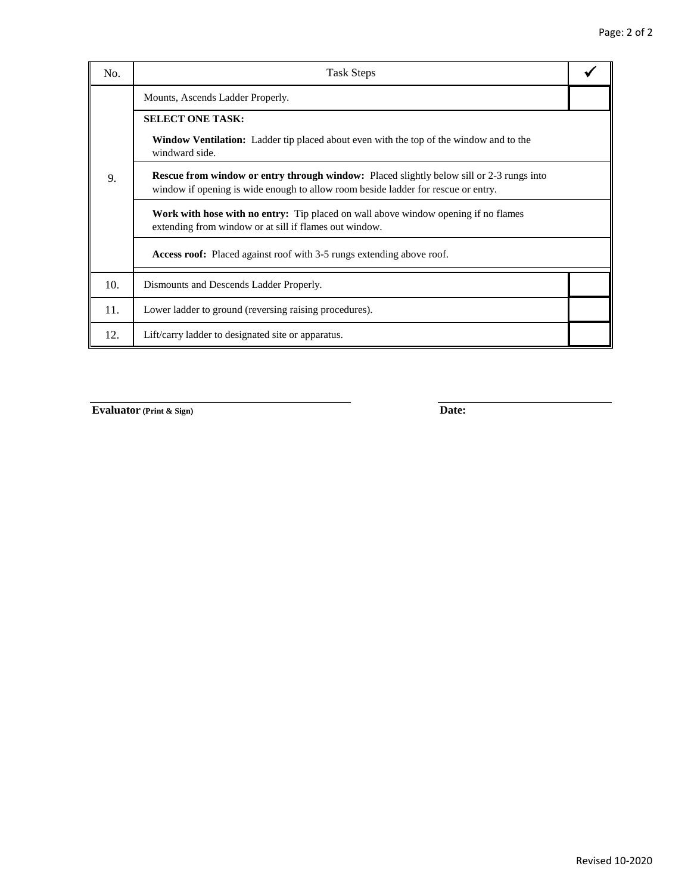| No. | Task Steps | ✓ |
|---|---|---|
| 9. | Mounts, Ascends Ladder Properly. | |
| | **SELECT ONE TASK:** | |
| | **Window Ventilation:** Ladder tip placed about even with the top of the window and to the windward side. | |
| | **Rescue from window or entry through window:** Placed slightly below sill or 2-3 rungs into window if opening is wide enough to allow room beside ladder for rescue or entry. | |
| | **Work with hose with no entry:** Tip placed on wall above window opening if no flames extending from window or at sill if flames out window. | |
| | **Access roof:** Placed against roof with 3-5 rungs extending above roof. | |
| 10. | Dismounts and Descends Ladder Properly. | |
| 11. | Lower ladder to ground (reversing raising procedures). | |
| 12. | Lift/carry ladder to designated site or apparatus. | |

**Evaluator (Print & Sign)** ______________________________ **Date:** ____________________

Revised 10-2020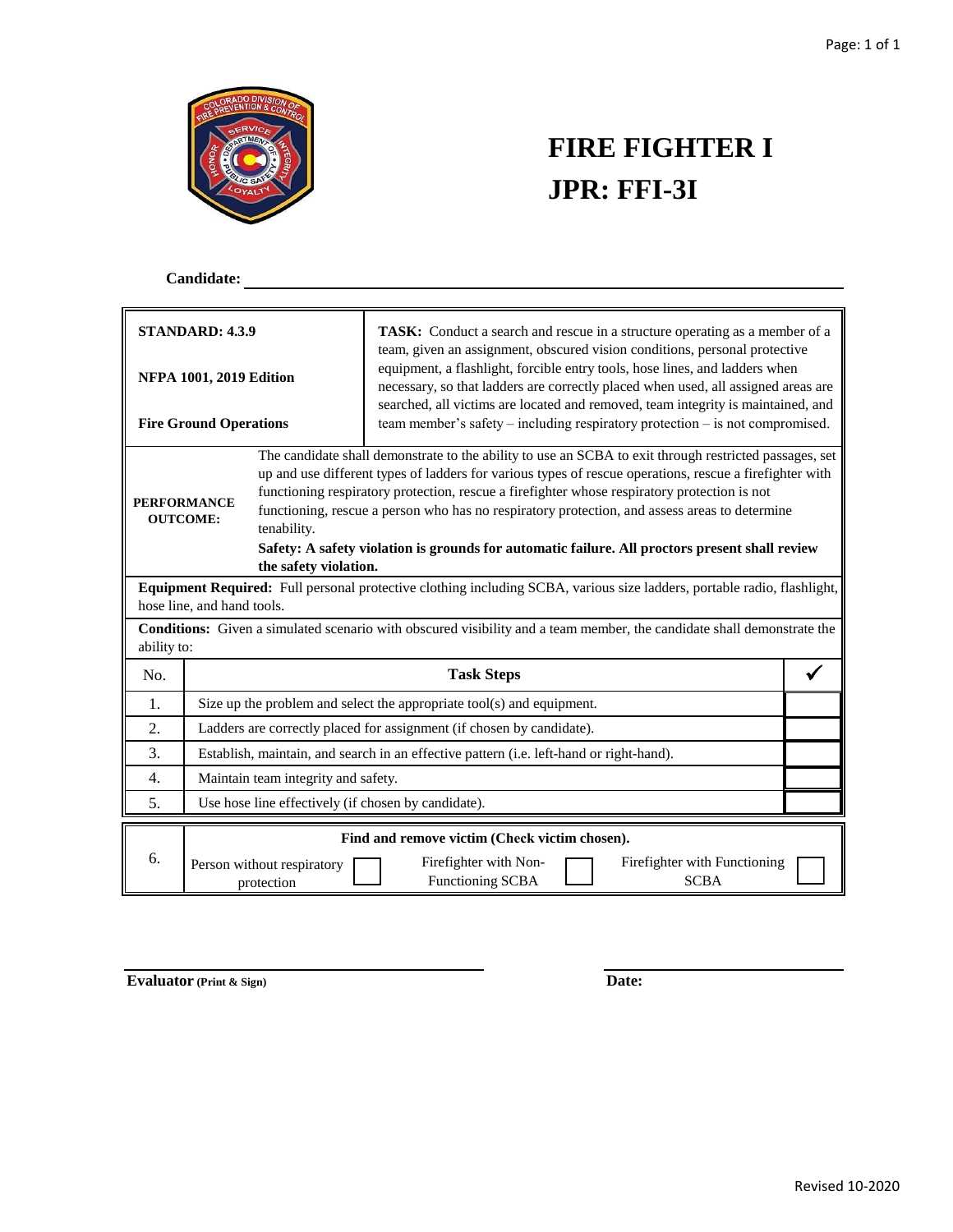# FIRE FIGHTER I
# JPR: FFI-3I

**Candidate:** ______________________________

| | |
|---|---|
| **STANDARD: 4.3.9**<br><br>**NFPA 1001, 2019 Edition**<br><br>**Fire Ground Operations** | **TASK:** Conduct a search and rescue in a structure operating as a member of a team, given an assignment, obscured vision conditions, personal protective equipment, a flashlight, forcible entry tools, hose lines, and ladders when necessary, so that ladders are correctly placed when used, all assigned areas are searched, all victims are located and removed, team integrity is maintained, and team member's safety – including respiratory protection – is not compromised. |
| **PERFORMANCE OUTCOME:** | The candidate shall demonstrate to the ability to use an SCBA to exit through restricted passages, set up and use different types of ladders for various types of rescue operations, rescue a firefighter with functioning respiratory protection, rescue a firefighter whose respiratory protection is not functioning, rescue a person who has no respiratory protection, and assess areas to determine tenability.<br>**Safety: A safety violation is grounds for automatic failure. All proctors present shall review the safety violation.** |

**Equipment Required:** Full personal protective clothing including SCBA, various size ladders, portable radio, flashlight, hose line, and hand tools.

**Conditions:** Given a simulated scenario with obscured visibility and a team member, the candidate shall demonstrate the ability to:

| No. | Task Steps | ✓ |
|---|---|---|
| 1. | Size up the problem and select the appropriate tool(s) and equipment. | |
| 2. | Ladders are correctly placed for assignment (if chosen by candidate). | |
| 3. | Establish, maintain, and search in an effective pattern (i.e. left-hand or right-hand). | |
| 4. | Maintain team integrity and safety. | |
| 5. | Use hose line effectively (if chosen by candidate). | |

| No. | Find and remove victim (Check victim chosen). | | | | | |
|---|---|---|---|---|---|---|
| 6. | Person without respiratory protection | ☐ | Firefighter with Non-Functioning SCBA | ☐ | Firefighter with Functioning SCBA | ☐ |

**Evaluator** **(Print & Sign)** ______________________________ **Date:** ______________

Revised 10-2020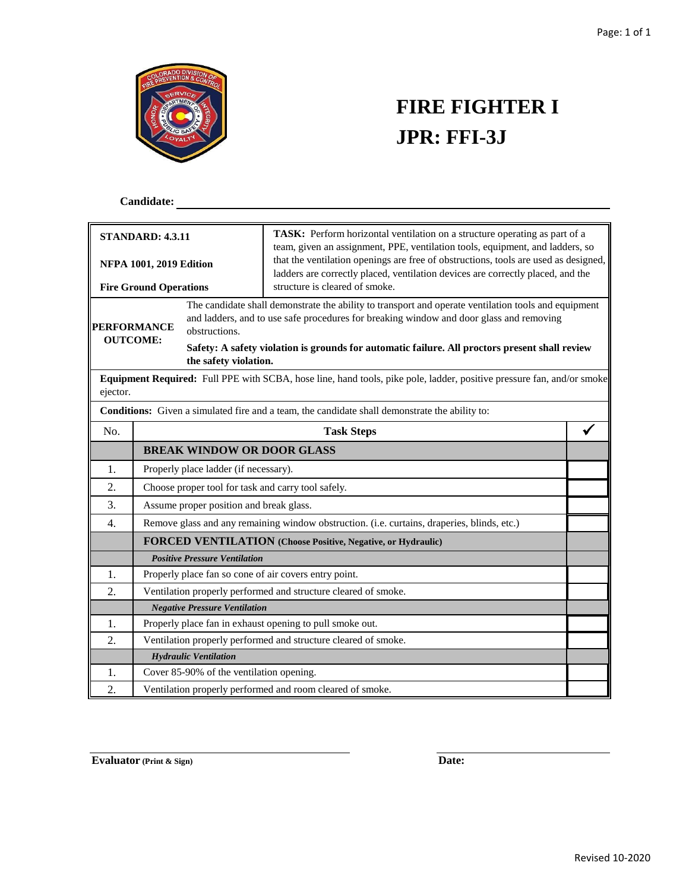# FIRE FIGHTER I
# JPR: FFI-3J

**Candidate:** ______________________________

| **STANDARD: 4.3.11**<br><br>**NFPA 1001, 2019 Edition**<br><br>**Fire Ground Operations** | **TASK:** Perform horizontal ventilation on a structure operating as part of a team, given an assignment, PPE, ventilation tools, equipment, and ladders, so that the ventilation openings are free of obstructions, tools are used as designed, ladders are correctly placed, ventilation devices are correctly placed, and the structure is cleared of smoke. |
|---|---|
| **PERFORMANCE OUTCOME:** | The candidate shall demonstrate the ability to transport and operate ventilation tools and equipment and ladders, and to use safe procedures for breaking window and door glass and removing obstructions.<br><br>**Safety: A safety violation is grounds for automatic failure. All proctors present shall review the safety violation.** |

**Equipment Required:** Full PPE with SCBA, hose line, hand tools, pike pole, ladder, positive pressure fan, and/or smoke ejector.

**Conditions:** Given a simulated fire and a team, the candidate shall demonstrate the ability to:

| No. | Task Steps | ✓ |
|---|---|---|
| | **BREAK WINDOW OR DOOR GLASS** | |
| 1. | Properly place ladder (if necessary). | |
| 2. | Choose proper tool for task and carry tool safely. | |
| 3. | Assume proper position and break glass. | |
| 4. | Remove glass and any remaining window obstruction. (i.e. curtains, draperies, blinds, etc.) | |
| | **FORCED VENTILATION (Choose Positive, Negative, or Hydraulic)** | |
| | ***Positive Pressure Ventilation*** | |
| 1. | Properly place fan so cone of air covers entry point. | |
| 2. | Ventilation properly performed and structure cleared of smoke. | |
| | ***Negative Pressure Ventilation*** | |
| 1. | Properly place fan in exhaust opening to pull smoke out. | |
| 2. | Ventilation properly performed and structure cleared of smoke. | |
| | ***Hydraulic Ventilation*** | |
| 1. | Cover 85-90% of the ventilation opening. | |
| 2. | Ventilation properly performed and room cleared of smoke. | |

**Evaluator (Print & Sign)** ______________________________ **Date:** ______________

Revised 10-2020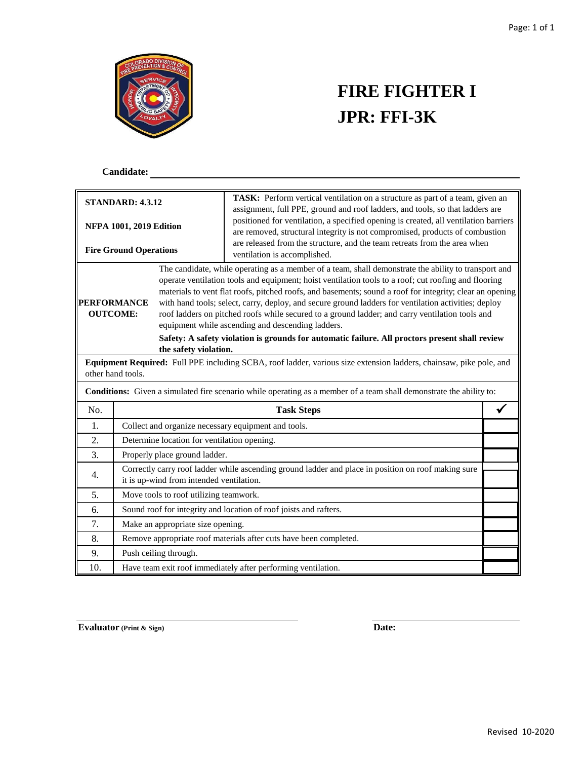# FIRE FIGHTER I
# JPR: FFI-3K

**Candidate:** ______________________________

| | |
|---|---|
| **STANDARD: 4.3.12**<br><br>**NFPA 1001, 2019 Edition**<br><br>**Fire Ground Operations** | **TASK:** Perform vertical ventilation on a structure as part of a team, given an assignment, full PPE, ground and roof ladders, and tools, so that ladders are positioned for ventilation, a specified opening is created, all ventilation barriers are removed, structural integrity is not compromised, products of combustion are released from the structure, and the team retreats from the area when ventilation is accomplished. |
| **PERFORMANCE OUTCOME:** | The candidate, while operating as a member of a team, shall demonstrate the ability to transport and operate ventilation tools and equipment; hoist ventilation tools to a roof; cut roofing and flooring materials to vent flat roofs, pitched roofs, and basements; sound a roof for integrity; clear an opening with hand tools; select, carry, deploy, and secure ground ladders for ventilation activities; deploy roof ladders on pitched roofs while secured to a ground ladder; and carry ventilation tools and equipment while ascending and descending ladders.<br><br>**Safety: A safety violation is grounds for automatic failure. All proctors present shall review the safety violation.** |

**Equipment Required:** Full PPE including SCBA, roof ladder, various size extension ladders, chainsaw, pike pole, and other hand tools.

**Conditions:** Given a simulated fire scenario while operating as a member of a team shall demonstrate the ability to:

| No. | Task Steps | ✓ |
|---|---|---|
| 1. | Collect and organize necessary equipment and tools. | |
| 2. | Determine location for ventilation opening. | |
| 3. | Properly place ground ladder. | |
| 4. | Correctly carry roof ladder while ascending ground ladder and place in position on roof making sure it is up-wind from intended ventilation. | |
| 5. | Move tools to roof utilizing teamwork. | |
| 6. | Sound roof for integrity and location of roof joists and rafters. | |
| 7. | Make an appropriate size opening. | |
| 8. | Remove appropriate roof materials after cuts have been completed. | |
| 9. | Push ceiling through. | |
| 10. | Have team exit roof immediately after performing ventilation. | |

______________________________ ______________________________

**Evaluator** **(Print & Sign)** **Date:**

Revised 10-2020